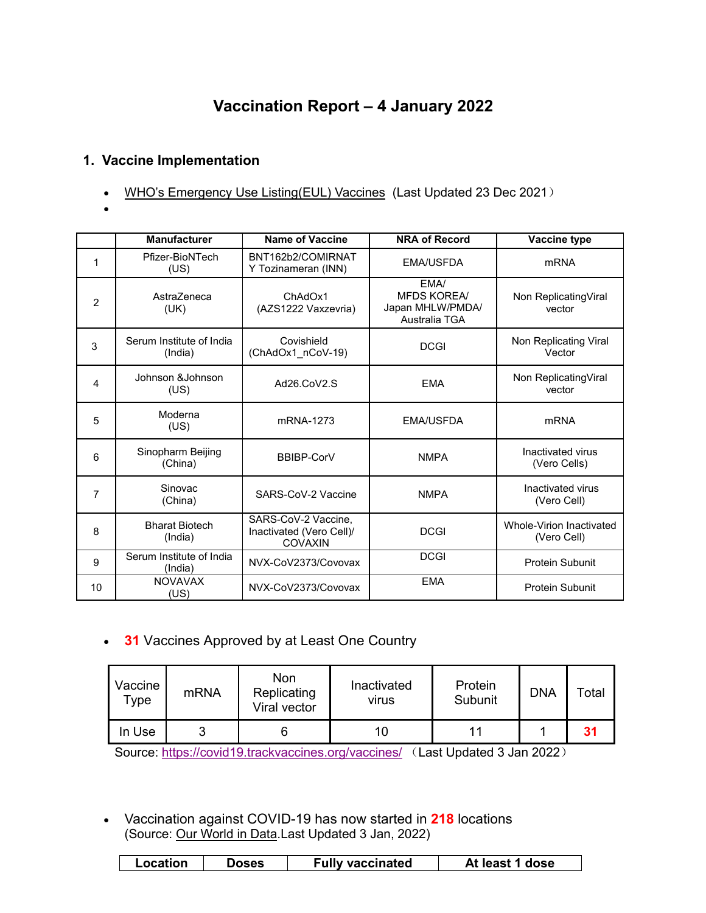# Vaccination Report – 4 January 2022

## 1. Vaccine Implementation

- WHO's Emergency Use Listing(EUL) Vaccines (Last Updated 23 Dec 2021）
-

| | Manufacturer | Name of Vaccine | NRA of Record | Vaccine type |
|---|---|---|---|---|
| 1 | Pfizer-BioNTech (US) | BNT162b2/COMIRNATY Tozinameran (INN) | EMA/USFDA | mRNA |
| 2 | AstraZeneca (UK) | ChAdOx1 (AZS1222 Vaxzevria) | EMA/ MFDS KOREA/ Japan MHLW/PMDA/ Australia TGA | Non ReplicatingViral vector |
| 3 | Serum Institute of India (India) | Covishield (ChAdOx1_nCoV-19) | DCGI | Non Replicating Viral Vector |
| 4 | Johnson &Johnson (US) | Ad26.CoV2.S | EMA | Non ReplicatingViral vector |
| 5 | Moderna (US) | mRNA-1273 | EMA/USFDA | mRNA |
| 6 | Sinopharm Beijing (China) | BBIBP-CorV | NMPA | Inactivated virus (Vero Cells) |
| 7 | Sinovac (China) | SARS-CoV-2 Vaccine | NMPA | Inactivated virus (Vero Cell) |
| 8 | Bharat Biotech (India) | SARS-CoV-2 Vaccine, Inactivated (Vero Cell)/ COVAXIN | DCGI | Whole-Virion Inactivated (Vero Cell) |
| 9 | Serum Institute of India (India) | NVX-CoV2373/Covovax | DCGI | Protein Subunit |
| 10 | NOVAVAX (US) | NVX-CoV2373/Covovax | EMA | Protein Subunit |

- **31** Vaccines Approved by at Least One Country

| Vaccine Type | mRNA | Non Replicating Viral vector | Inactivated virus | Protein Subunit | DNA | Total |
|---|---|---|---|---|---|---|
| In Use | 3 | 6 | 10 | 11 | 1 | **31** |

Source: https://covid19.trackvaccines.org/vaccines/ （Last Updated 3 Jan 2022）

- Vaccination against COVID-19 has now started in **218** locations (Source: Our World in Data.Last Updated 3 Jan, 2022)

| Location | Doses | Fully vaccinated | At least 1 dose |
|---|---|---|---|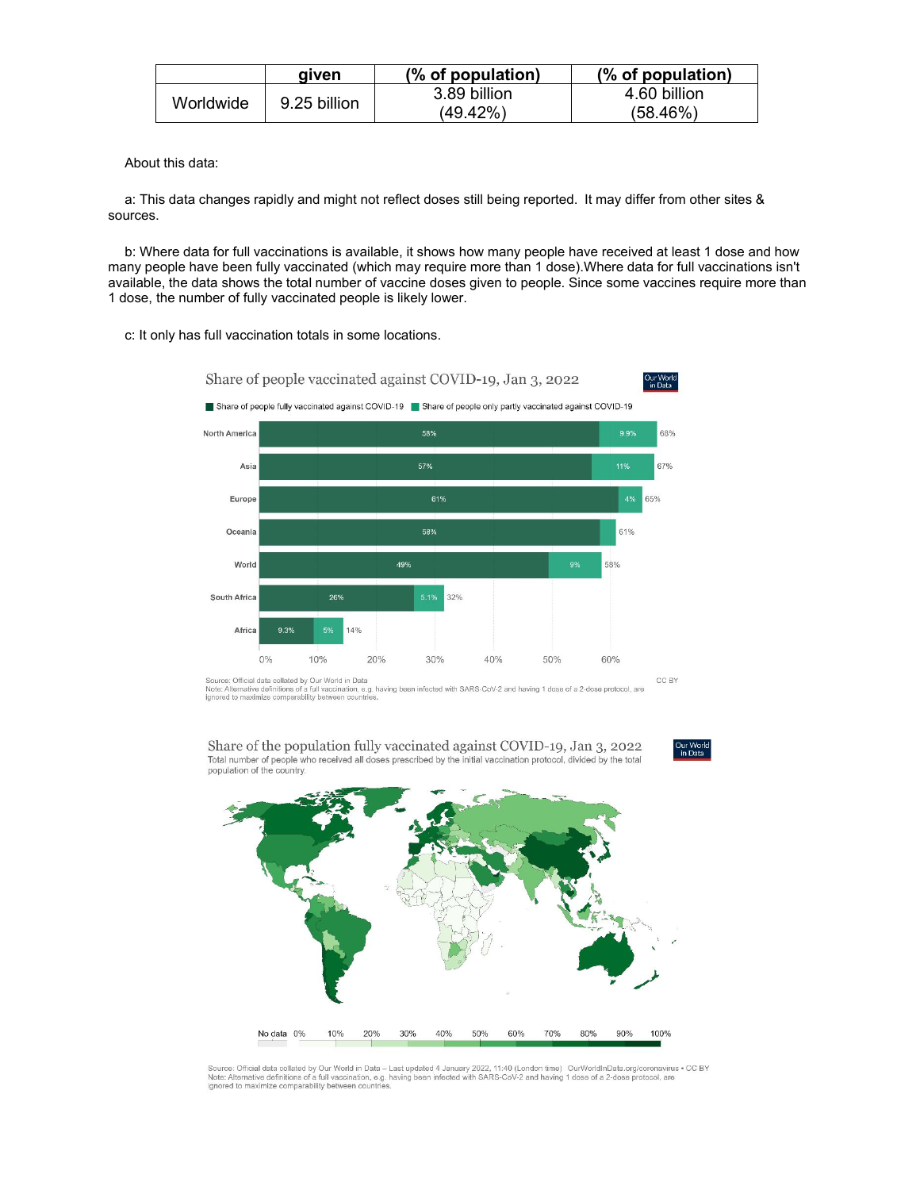|  | given | (% of population) | (% of population) |
|---|---|---|---|
| Worldwide | 9.25 billion | 3.89 billion (49.42%) | 4.60 billion (58.46%) |

About this data:

a: This data changes rapidly and might not reflect doses still being reported. It may differ from other sites & sources.

b: Where data for full vaccinations is available, it shows how many people have received at least 1 dose and how many people have been fully vaccinated (which may require more than 1 dose).Where data for full vaccinations isn't available, the data shows the total number of vaccine doses given to people. Since some vaccines require more than 1 dose, the number of fully vaccinated people is likely lower.

c: It only has full vaccination totals in some locations.

Share of people vaccinated against COVID-19, Jan 3, 2022

| Region | Share of people fully vaccinated against COVID-19 | Share of people only partly vaccinated against COVID-19 | Total |
|---|---|---|---|
| North America | 58% | 9.9% | 68% |
| Asia | 57% | 11% | 67% |
| Europe | 61% | 4% | 65% |
| Oceania | 58% | | 61% |
| World | 49% | 9% | 58% |
| South Africa | 26% | 5.1% | 32% |
| Africa | 9.3% | 5% | 14% |

Source: Official data collated by Our World in Data
Note: Alternative definitions of a full vaccination, e.g. having been infected with SARS-CoV-2 and having 1 dose of a 2-dose protocol, are ignored to maximize comparability between countries.
CC BY

Share of the population fully vaccinated against COVID-19, Jan 3, 2022

Total number of people who received all doses prescribed by the initial vaccination protocol, divided by the total population of the country.

Source: Official data collated by Our World in Data – Last updated 4 January 2022, 11:40 (London time) OurWorldInData.org/coronavirus • CC BY
Note: Alternative definitions of a full vaccination, e.g. having been infected with SARS-CoV-2 and having 1 dose of a 2-dose protocol, are ignored to maximize comparability between countries.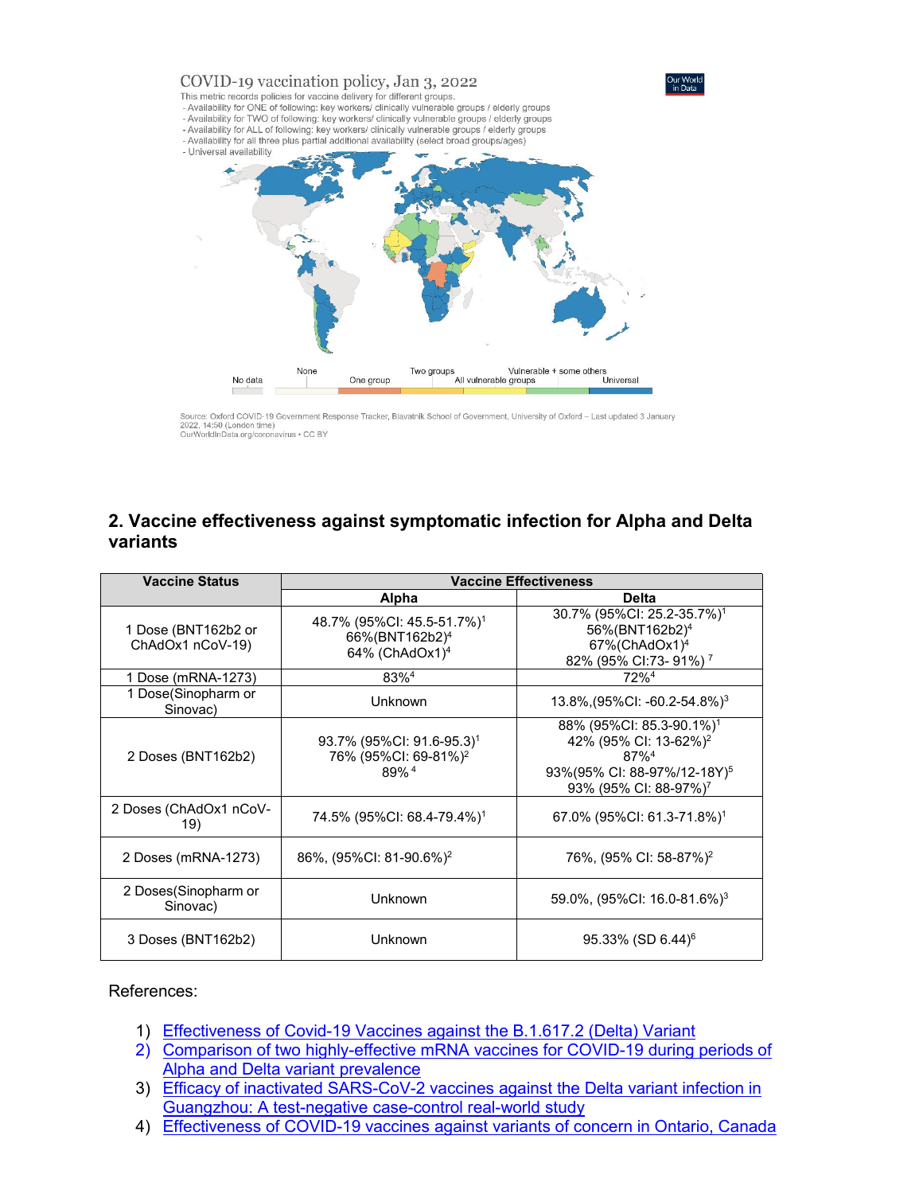COVID-19 vaccination policy, Jan 3, 2022

This metric records policies for vaccine delivery for different groups.
- Availability for ONE of following: key workers/ clinically vulnerable groups / elderly groups
- Availability for TWO of following: key workers/ clinically vulnerable groups / elderly groups
- Availability for ALL of following: key workers/ clinically vulnerable groups / elderly groups
- Availability for all three plus partial additional availability (select broad groups/ages)
- Universal availability

No data | None | One group | Two groups | All vulnerable groups | Vulnerable + some others | Universal

Source: Oxford COVID-19 Government Response Tracker, Blavatnik School of Government, University of Oxford – Last updated 3 January 2022, 14:50 (London time)
OurWorldInData.org/coronavirus • CC BY

## 2. Vaccine effectiveness against symptomatic infection for Alpha and Delta variants

| Vaccine Status | Vaccine Effectiveness | |
|---|---|---|
| | Alpha | Delta |
| 1 Dose (BNT162b2 or ChAdOx1 nCoV-19) | 48.7% (95%CI: 45.5-51.7%)[1]<br>66%(BNT162b2)[4]<br>64% (ChAdOx1)[4] | 30.7% (95%CI: 25.2-35.7%)[1]<br>56%(BNT162b2)[4]<br>67%(ChAdOx1)[4]<br>82% (95% CI:73- 91%)[7] |
| 1 Dose (mRNA-1273) | 83%[4] | 72%[4] |
| 1 Dose(Sinopharm or Sinovac) | Unknown | 13.8%,(95%CI: -60.2-54.8%)[3] |
| 2 Doses (BNT162b2) | 93.7% (95%CI: 91.6-95.3)[1]<br>76% (95%CI: 69-81%)[2]<br>89%[4] | 88% (95%CI: 85.3-90.1%)[1]<br>42% (95% CI: 13-62%)[2]<br>87%[4]<br>93%(95% CI: 88-97%/12-18Y)[5]<br>93% (95% CI: 88-97%)[7] |
| 2 Doses (ChAdOx1 nCoV-19) | 74.5% (95%CI: 68.4-79.4%)[1] | 67.0% (95%CI: 61.3-71.8%)[1] |
| 2 Doses (mRNA-1273) | 86%, (95%CI: 81-90.6%)[2] | 76%, (95% CI: 58-87%)[2] |
| 2 Doses(Sinopharm or Sinovac) | Unknown | 59.0%, (95%CI: 16.0-81.6%)[3] |
| 3 Doses (BNT162b2) | Unknown | 95.33% (SD 6.44)[6] |

References:

1) Effectiveness of Covid-19 Vaccines against the B.1.617.2 (Delta) Variant
2) Comparison of two highly-effective mRNA vaccines for COVID-19 during periods of Alpha and Delta variant prevalence
3) Efficacy of inactivated SARS-CoV-2 vaccines against the Delta variant infection in Guangzhou: A test-negative case-control real-world study
4) Effectiveness of COVID-19 vaccines against variants of concern in Ontario, Canada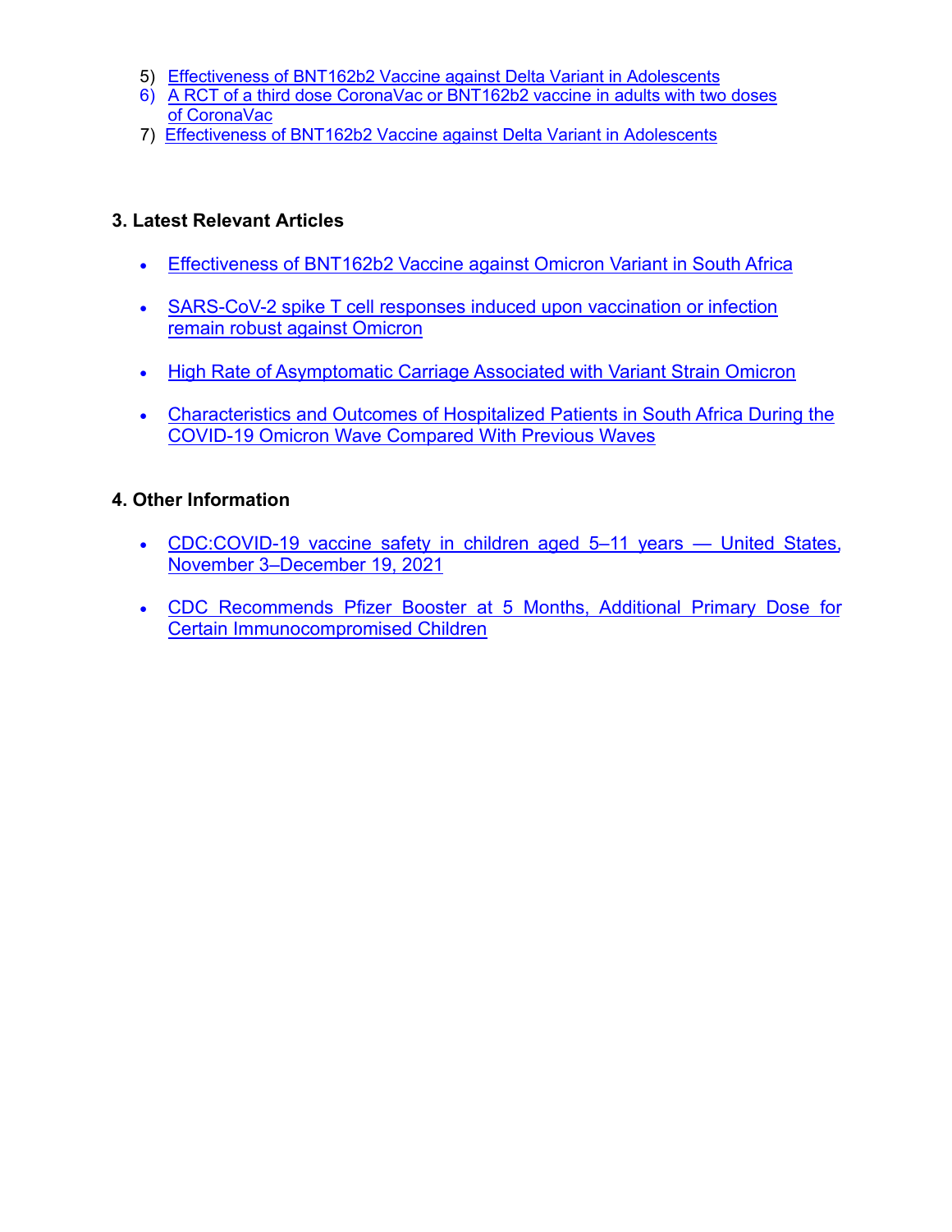5) Effectiveness of BNT162b2 Vaccine against Delta Variant in Adolescents
6) A RCT of a third dose CoronaVac or BNT162b2 vaccine in adults with two doses of CoronaVac
7) Effectiveness of BNT162b2 Vaccine against Delta Variant in Adolescents

## 3. Latest Relevant Articles

- Effectiveness of BNT162b2 Vaccine against Omicron Variant in South Africa
- SARS-CoV-2 spike T cell responses induced upon vaccination or infection remain robust against Omicron
- High Rate of Asymptomatic Carriage Associated with Variant Strain Omicron
- Characteristics and Outcomes of Hospitalized Patients in South Africa During the COVID-19 Omicron Wave Compared With Previous Waves

## 4. Other Information

- CDC:COVID-19 vaccine safety in children aged 5–11 years — United States, November 3–December 19, 2021
- CDC Recommends Pfizer Booster at 5 Months, Additional Primary Dose for Certain Immunocompromised Children